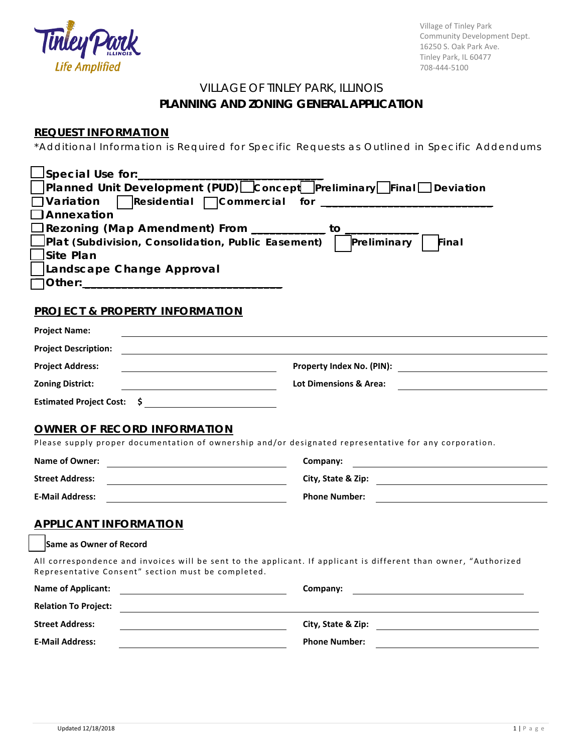Village of Tinley Park
Community Development Dept.
16250 S. Oak Park Ave.
Tinley Park, IL 60477
708-444-5100

# VILLAGE OF TINLEY PARK, ILLINOIS

## PLANNING AND ZONING GENERAL APPLICATION

### REQUEST INFORMATION

*Additional Information is Required for Specific Requests as Outlined in Specific Addendums

- ☐ **Special Use for:**______________________________
- ☐ **Planned Unit Development (PUD)** ☐ **Concept** ☐ **Preliminary** ☐ **Final** ☐ **Deviation**
- ☐ **Variation** ☐ **Residential** ☐ **Commercial for** ____________________________
- ☐ **Annexation**
- ☐ **Rezoning (Map Amendment) From** ___________ **to** ___________
- ☐ **Plat (Subdivision, Consolidation, Public Easement)** ☐ **Preliminary** ☐ **Final**
- ☐ **Site Plan**
- ☐ **Landscape Change Approval**
- ☐ **Other:**________________________________

### PROJECT & PROPERTY INFORMATION

**Project Name:** ______________________________

**Project Description:** ______________________________

**Project Address:** ______________________ **Property Index No. (PIN):** ______________________

**Zoning District:** ______________________ **Lot Dimensions & Area:** ______________________

**Estimated Project Cost:** $ ______________________

### OWNER OF RECORD INFORMATION

Please supply proper documentation of ownership and/or designated representative for any corporation.

**Name of Owner:** ______________________ **Company:** ______________________

**Street Address:** ______________________ **City, State & Zip:** ______________________

**E-Mail Address:** ______________________ **Phone Number:** ______________________

### APPLICANT INFORMATION

☐ **Same as Owner of Record**

All correspondence and invoices will be sent to the applicant. If applicant is different than owner, "Authorized Representative Consent" section must be completed.

**Name of Applicant:** ______________________ **Company:** ______________________

**Relation To Project:** ______________________

**Street Address:** ______________________ **City, State & Zip:** ______________________

**E-Mail Address:** ______________________ **Phone Number:** ______________________

Updated 12/18/2018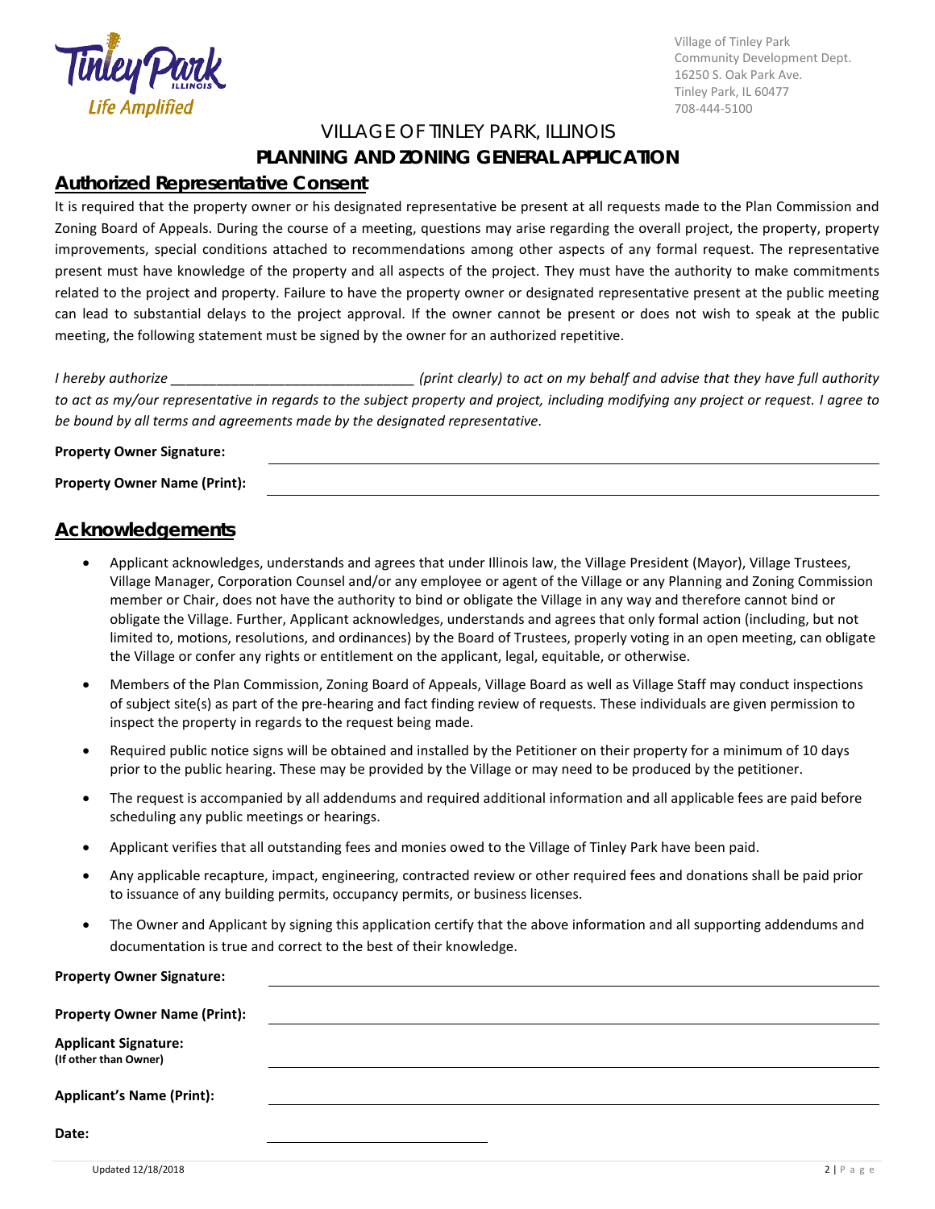Village of Tinley Park
Community Development Dept.
16250 S. Oak Park Ave.
Tinley Park, IL 60477
708-444-5100

# VILLAGE OF TINLEY PARK, ILLINOIS

# PLANNING AND ZONING GENERAL APPLICATION

## Authorized Representative Consent

It is required that the property owner or his designated representative be present at all requests made to the Plan Commission and Zoning Board of Appeals. During the course of a meeting, questions may arise regarding the overall project, the property, property improvements, special conditions attached to recommendations among other aspects of any formal request. The representative present must have knowledge of the property and all aspects of the project. They must have the authority to make commitments related to the project and property. Failure to have the property owner or designated representative present at the public meeting can lead to substantial delays to the project approval. If the owner cannot be present or does not wish to speak at the public meeting, the following statement must be signed by the owner for an authorized repetitive.

*I hereby authorize ________________________________ (print clearly) to act on my behalf and advise that they have full authority to act as my/our representative in regards to the subject property and project, including modifying any project or request. I agree to be bound by all terms and agreements made by the designated representative.*

**Property Owner Signature:** ________________________________

**Property Owner Name (Print):** ________________________________

## Acknowledgements

- Applicant acknowledges, understands and agrees that under Illinois law, the Village President (Mayor), Village Trustees, Village Manager, Corporation Counsel and/or any employee or agent of the Village or any Planning and Zoning Commission member or Chair, does not have the authority to bind or obligate the Village in any way and therefore cannot bind or obligate the Village. Further, Applicant acknowledges, understands and agrees that only formal action (including, but not limited to, motions, resolutions, and ordinances) by the Board of Trustees, properly voting in an open meeting, can obligate the Village or confer any rights or entitlement on the applicant, legal, equitable, or otherwise.
- Members of the Plan Commission, Zoning Board of Appeals, Village Board as well as Village Staff may conduct inspections of subject site(s) as part of the pre-hearing and fact finding review of requests. These individuals are given permission to inspect the property in regards to the request being made.
- Required public notice signs will be obtained and installed by the Petitioner on their property for a minimum of 10 days prior to the public hearing. These may be provided by the Village or may need to be produced by the petitioner.
- The request is accompanied by all addendums and required additional information and all applicable fees are paid before scheduling any public meetings or hearings.
- Applicant verifies that all outstanding fees and monies owed to the Village of Tinley Park have been paid.
- Any applicable recapture, impact, engineering, contracted review or other required fees and donations shall be paid prior to issuance of any building permits, occupancy permits, or business licenses.
- The Owner and Applicant by signing this application certify that the above information and all supporting addendums and documentation is true and correct to the best of their knowledge.

**Property Owner Signature:** ________________________________

**Property Owner Name (Print):** ________________________________

**Applicant Signature:**
**(If other than Owner)** ________________________________

**Applicant's Name (Print):** ________________________________

**Date:** ____________________

Updated 12/18/2018